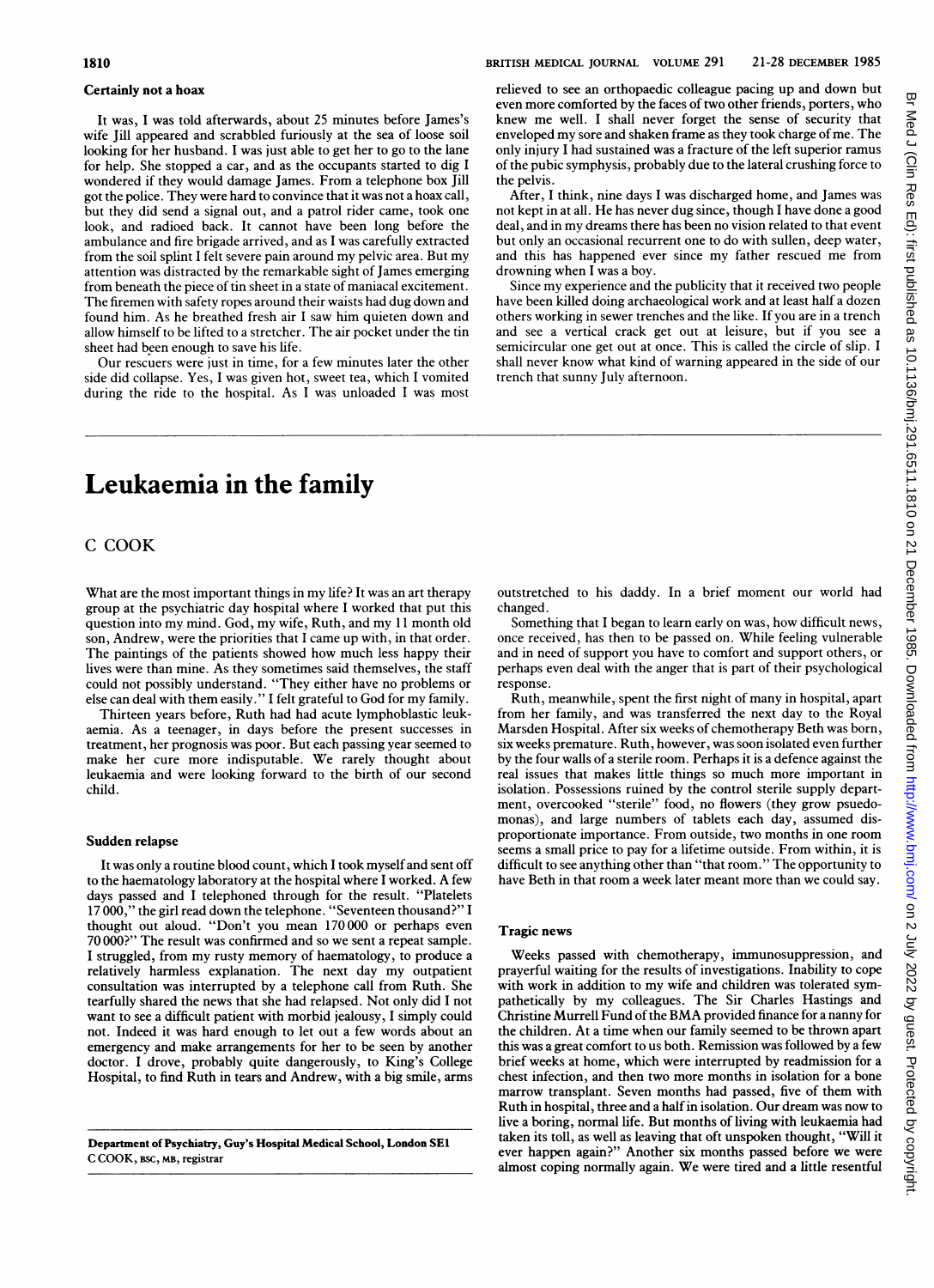### Certainly not a hoax

It was, I was told afterwards, about 25 minutes before James's wife Jill appeared and scrabbled furiously at the sea of loose soil looking for her husband. I was just able to get her to go to the lane for help. She stopped a car, and as the occupants started to dig I wondered if they would damage James. From a telephone box Jill got the police. They were hard to convince that it was not a hoax call, but they did send a signal out, and a patrol rider came, took one look, and radioed back. It cannot have been long before the ambulance and fire brigade arrived, and as I was carefully extracted from the soil splint I felt severe pain around my pelvic area. But my attention was distracted by the remarkable sight of James emerging from beneath the piece of tin sheet in a state of maniacal excitement. The firemen with safety ropes around their waists had dug down and found him. As he breathed fresh air I saw him quieten down and allow himself to be lifted to a stretcher. The air pocket under the tin sheet had been enough to save his life.

Our rescuers were just in time, for a few minutes later the other side did collapse. Yes, I was given hot, sweet tea, which I vomited during the ride to the hospital. As I was unloaded I was most relieved to see an orthopaedic colleague pacing up and down but even more comforted by the faces of two other friends, porters, who knew me well. I shall never forget the sense of security that enveloped my sore and shaken frame as they took charge of me. The only injury I had sustained was a fracture of the left superior ramus of the pubic symphysis, probably due to the lateral crushing force to the pelvis.

After, I think, nine days I was discharged home, and James was not kept in at all. He has never dug since, though I have done a good deal, and in my dreams there has been no vision related to that event but only an occasional recurrent one to do with sullen, deep water, and this has happened ever since my father rescued me from drowning when I was a boy.

Since my experience and the publicity that it received two people have been killed doing archaeological work and at least half a dozen others working in sewer trenches and the like. If you are in a trench and see a vertical crack get out at leisure, but if you see a semicircular one get out at once. This is called the circle of slip. I shall never know what kind of warning appeared in the side of our trench that sunny July afternoon.

# Leukaemia in the family

C COOK

What are the most important things in my life? It was an art therapy group at the psychiatric day hospital where I worked that put this question into my mind. God, my wife, Ruth, and my 11 month old son, Andrew, were the priorities that I came up with, in that order. The paintings of the patients showed how much less happy their lives were than mine. As they sometimes said themselves, the staff could not possibly understand. "They either have no problems or else can deal with them easily." I felt grateful to God for my family.

Thirteen years before, Ruth had had acute lymphoblastic leukaemia. As a teenager, in days before the present successes in treatment, her prognosis was poor. But each passing year seemed to make her cure more indisputable. We rarely thought about leukaemia and were looking forward to the birth of our second child.

### Sudden relapse

It was only a routine blood count, which I took myself and sent off to the haematology laboratory at the hospital where I worked. A few days passed and I telephoned through for the result. "Platelets 17 000," the girl read down the telephone. "Seventeen thousand?" I thought out aloud. "Don't you mean 170 000 or perhaps even 70 000?" The result was confirmed and so we sent a repeat sample. I struggled, from my rusty memory of haematology, to produce a relatively harmless explanation. The next day my outpatient consultation was interrupted by a telephone call from Ruth. She tearfully shared the news that she had relapsed. Not only did I not want to see a difficult patient with morbid jealousy, I simply could not. Indeed it was hard enough to let out a few words about an emergency and make arrangements for her to be seen by another doctor. I drove, probably quite dangerously, to King's College Hospital, to find Ruth in tears and Andrew, with a big smile, arms outstretched to his daddy. In a brief moment our world had changed.

Something that I began to learn early on was, how difficult news, once received, has then to be passed on. While feeling vulnerable and in need of support you have to comfort and support others, or perhaps even deal with the anger that is part of their psychological response.

Ruth, meanwhile, spent the first night of many in hospital, apart from her family, and was transferred the next day to the Royal Marsden Hospital. After six weeks of chemotherapy Beth was born, six weeks premature. Ruth, however, was soon isolated even further by the four walls of a sterile room. Perhaps it is a defence against the real issues that makes little things so much more important in isolation. Possessions ruined by the control sterile supply department, overcooked "sterile" food, no flowers (they grow psuedomonas), and large numbers of tablets each day, assumed disproportionate importance. From outside, two months in one room seems a small price to pay for a lifetime outside. From within, it is difficult to see anything other than "that room." The opportunity to have Beth in that room a week later meant more than we could say.

### Tragic news

Weeks passed with chemotherapy, immunosuppression, and prayerful waiting for the results of investigations. Inability to cope with work in addition to my wife and children was tolerated sympathetically by my colleagues. The Sir Charles Hastings and Christine Murrell Fund of the BMA provided finance for a nanny for the children. At a time when our family seemed to be thrown apart this was a great comfort to us both. Remission was followed by a few brief weeks at home, which were interrupted by readmission for a chest infection, and then two more months in isolation for a bone marrow transplant. Seven months had passed, five of them with Ruth in hospital, three and a half in isolation. Our dream was now to live a boring, normal life. But months of living with leukaemia had taken its toll, as well as leaving that oft unspoken thought, "Will it ever happen again?" Another six months passed before we were almost coping normally again. We were tired and a little resentful

Department of Psychiatry, Guy's Hospital Medical School, London SE1
C COOK, BSC, MB, registrar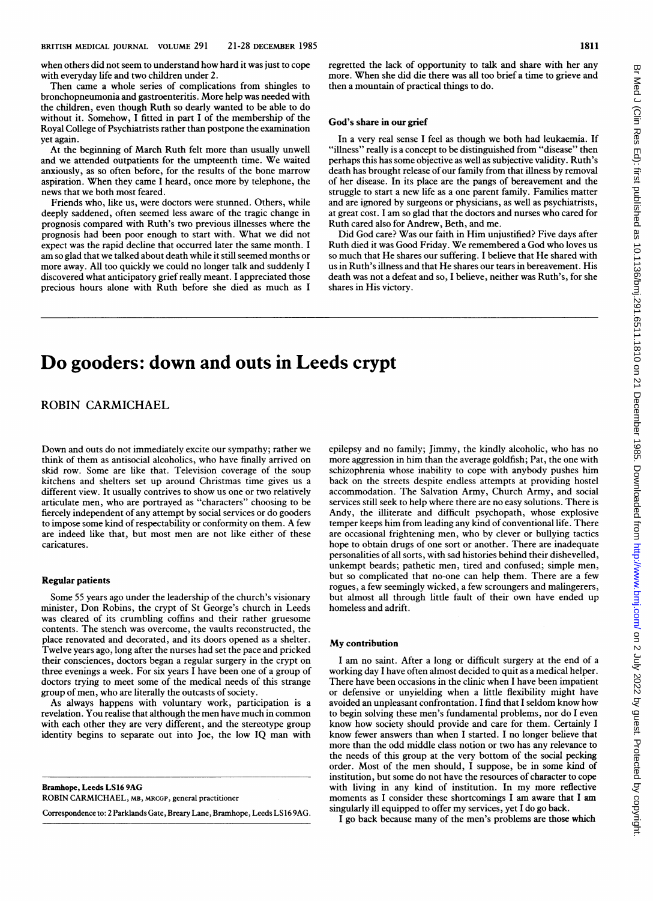when others did not seem to understand how hard it was just to cope with everyday life and two children under 2.

Then came a whole series of complications from shingles to bronchopneumonia and gastroenteritis. More help was needed with the children, even though Ruth so dearly wanted to be able to do without it. Somehow, I fitted in part I of the membership of the Royal College of Psychiatrists rather than postpone the examination yet again.

At the beginning of March Ruth felt more than usually unwell and we attended outpatients for the umpteenth time. We waited anxiously, as so often before, for the results of the bone marrow aspiration. When they came I heard, once more by telephone, the news that we both most feared.

Friends who, like us, were doctors were stunned. Others, while deeply saddened, often seemed less aware of the tragic change in prognosis compared with Ruth's two previous illnesses where the prognosis had been poor enough to start with. What we did not expect was the rapid decline that occurred later the same month. I am so glad that we talked about death while it still seemed months or more away. All too quickly we could no longer talk and suddenly I discovered what anticipatory grief really meant. I appreciated those precious hours alone with Ruth before she died as much as I regretted the lack of opportunity to talk and share with her any more. When she did die there was all too brief a time to grieve and then a mountain of practical things to do.

### God's share in our grief

In a very real sense I feel as though we both had leukaemia. If "illness" really is a concept to be distinguished from "disease" then perhaps this has some objective as well as subjective validity. Ruth's death has brought release of our family from that illness by removal of her disease. In its place are the pangs of bereavement and the struggle to start a new life as a one parent family. Families matter and are ignored by surgeons or physicians, as well as psychiatrists, at great cost. I am so glad that the doctors and nurses who cared for Ruth cared also for Andrew, Beth, and me.

Did God care? Was our faith in Him unjustified? Five days after Ruth died it was Good Friday. We remembered a God who loves us so much that He shares our suffering. I believe that He shared with us in Ruth's illness and that He shares our tears in bereavement. His death was not a defeat and so, I believe, neither was Ruth's, for she shares in His victory.

# Do gooders: down and outs in Leeds crypt

ROBIN CARMICHAEL

Down and outs do not immediately excite our sympathy; rather we think of them as antisocial alcoholics, who have finally arrived on skid row. Some are like that. Television coverage of the soup kitchens and shelters set up around Christmas time gives us a different view. It usually contrives to show us one or two relatively articulate men, who are portrayed as "characters" choosing to be fiercely independent of any attempt by social services or do gooders to impose some kind of respectability or conformity on them. A few are indeed like that, but most men are not like either of these caricatures.

### Regular patients

Some 55 years ago under the leadership of the church's visionary minister, Don Robins, the crypt of St George's church in Leeds was cleared of its crumbling coffins and their rather gruesome contents. The stench was overcome, the vaults reconstructed, the place renovated and decorated, and its doors opened as a shelter. Twelve years ago, long after the nurses had set the pace and pricked their consciences, doctors began a regular surgery in the crypt on three evenings a week. For six years I have been one of a group of doctors trying to meet some of the medical needs of this strange group of men, who are literally the outcasts of society.

As always happens with voluntary work, participation is a revelation. You realise that although the men have much in common with each other they are very different, and the stereotype group identity begins to separate out into Joe, the low IQ man with epilepsy and no family; Jimmy, the kindly alcoholic, who has no more aggression in him than the average goldfish; Pat, the one with schizophrenia whose inability to cope with anybody pushes him back on the streets despite endless attempts at providing hostel accommodation. The Salvation Army, Church Army, and social services still seek to help where there are no easy solutions. There is Andy, the illiterate and difficult psychopath, whose explosive temper keeps him from leading any kind of conventional life. There are occasional frightening men, who by clever or bullying tactics hope to obtain drugs of one sort or another. There are inadequate personalities of all sorts, with sad histories behind their dishevelled, unkempt beards; pathetic men, tired and confused; simple men, but so complicated that no-one can help them. There are a few rogues, a few seemingly wicked, a few scroungers and malingerers, but almost all through little fault of their own have ended up homeless and adrift.

### My contribution

I am no saint. After a long or difficult surgery at the end of a working day I have often almost decided to quit as a medical helper. There have been occasions in the clinic when I have been impatient or defensive or unyielding when a little flexibility might have avoided an unpleasant confrontation. I find that I seldom know how to begin solving these men's fundamental problems, nor do I even know how society should provide and care for them. Certainly I know fewer answers than when I started. I no longer believe that more than the odd middle class notion or two has any relevance to the needs of this group at the very bottom of the social pecking order. Most of the men should, I suppose, be in some kind of institution, but some do not have the resources of character to cope with living in any kind of institution. In my more reflective moments as I consider these shortcomings I am aware that I am singularly ill equipped to offer my services, yet I do go back.

I go back because many of the men's problems are those which

Bramhope, Leeds LS16 9AG

ROBIN CARMICHAEL, MB, MRCGP, general practitioner

Correspondence to: 2 Parklands Gate, Breary Lane, Bramhope, Leeds LS16 9AG.